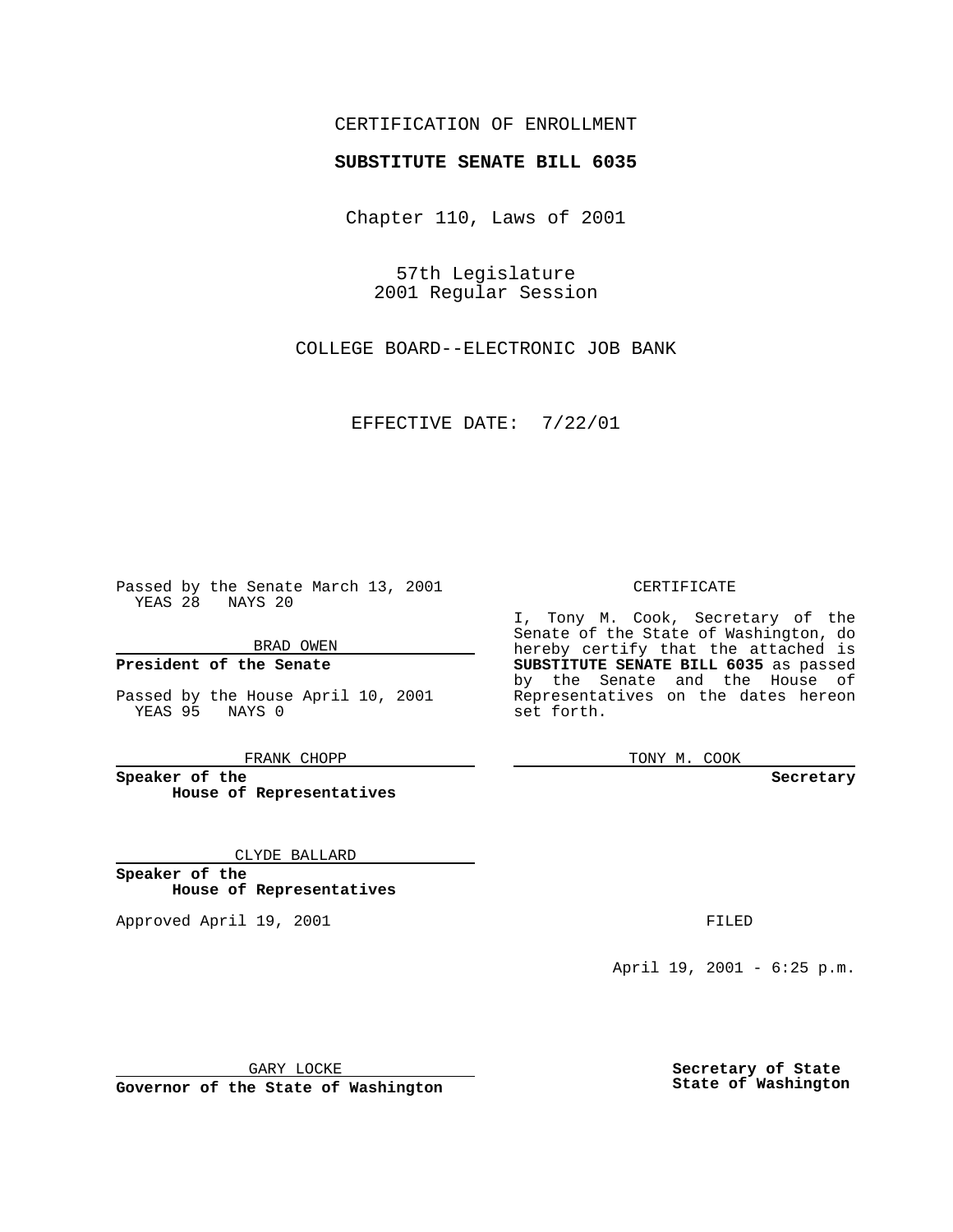CERTIFICATION OF ENROLLMENT

**SUBSTITUTE SENATE BILL 6035**

Chapter 110, Laws of 2001

57th Legislature
2001 Regular Session

COLLEGE BOARD--ELECTRONIC JOB BANK

EFFECTIVE DATE: 7/22/01

Passed by the Senate March 13, 2001
YEAS 28 NAYS 20

BRAD OWEN

**President of the Senate**

Passed by the House April 10, 2001
YEAS 95 NAYS 0

FRANK CHOPP

**Speaker of the House of Representatives**

CLYDE BALLARD

**Speaker of the House of Representatives**

Approved April 19, 2001

GARY LOCKE

**Governor of the State of Washington**

CERTIFICATE

I, Tony M. Cook, Secretary of the Senate of the State of Washington, do hereby certify that the attached is **SUBSTITUTE SENATE BILL 6035** as passed by the Senate and the House of Representatives on the dates hereon set forth.

TONY M. COOK

**Secretary**

FILED

April 19, 2001 - 6:25 p.m.

**Secretary of State**
**State of Washington**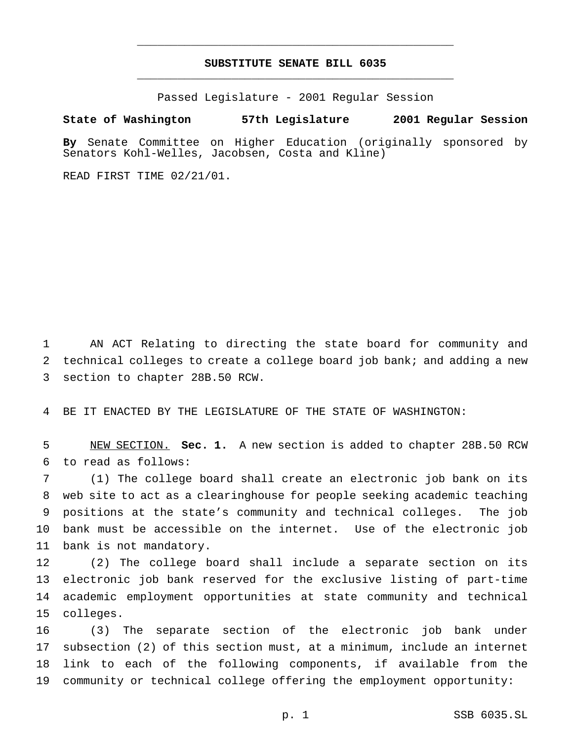# SUBSTITUTE SENATE BILL 6035

Passed Legislature - 2001 Regular Session

**State of Washington 57th Legislature 2001 Regular Session**

**By** Senate Committee on Higher Education (originally sponsored by Senators Kohl-Welles, Jacobsen, Costa and Kline)

READ FIRST TIME 02/21/01.

AN ACT Relating to directing the state board for community and technical colleges to create a college board job bank; and adding a new section to chapter 28B.50 RCW.

BE IT ENACTED BY THE LEGISLATURE OF THE STATE OF WASHINGTON:

NEW SECTION. **Sec. 1.** A new section is added to chapter 28B.50 RCW to read as follows:

(1) The college board shall create an electronic job bank on its web site to act as a clearinghouse for people seeking academic teaching positions at the state's community and technical colleges. The job bank must be accessible on the internet. Use of the electronic job bank is not mandatory.

(2) The college board shall include a separate section on its electronic job bank reserved for the exclusive listing of part-time academic employment opportunities at state community and technical colleges.

(3) The separate section of the electronic job bank under subsection (2) of this section must, at a minimum, include an internet link to each of the following components, if available from the community or technical college offering the employment opportunity: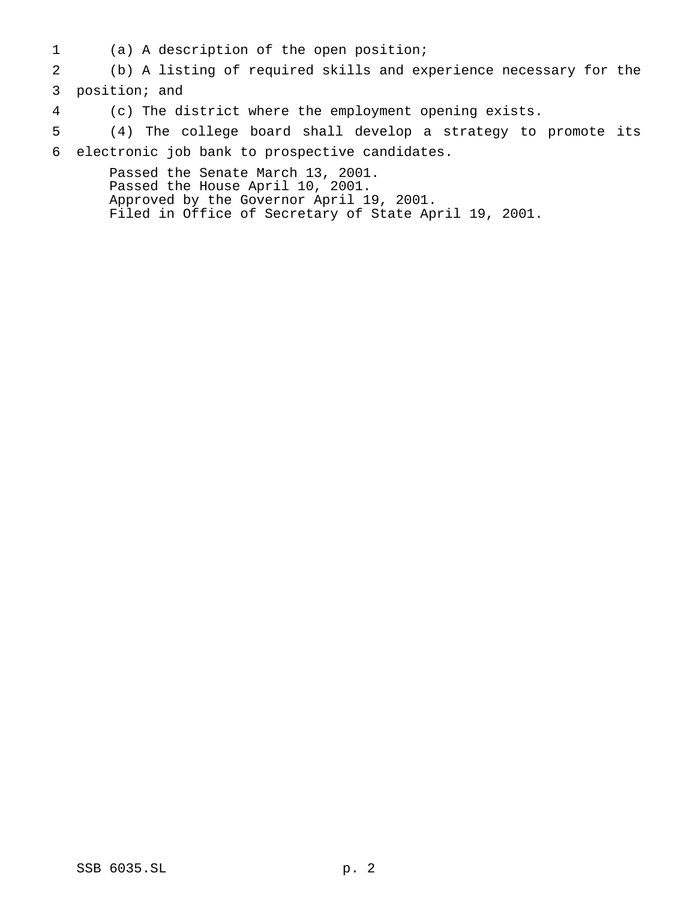(a) A description of the open position;

(b) A listing of required skills and experience necessary for the position; and

(c) The district where the employment opening exists.

(4) The college board shall develop a strategy to promote its electronic job bank to prospective candidates.

Passed the Senate March 13, 2001.
Passed the House April 10, 2001.
Approved by the Governor April 19, 2001.
Filed in Office of Secretary of State April 19, 2001.